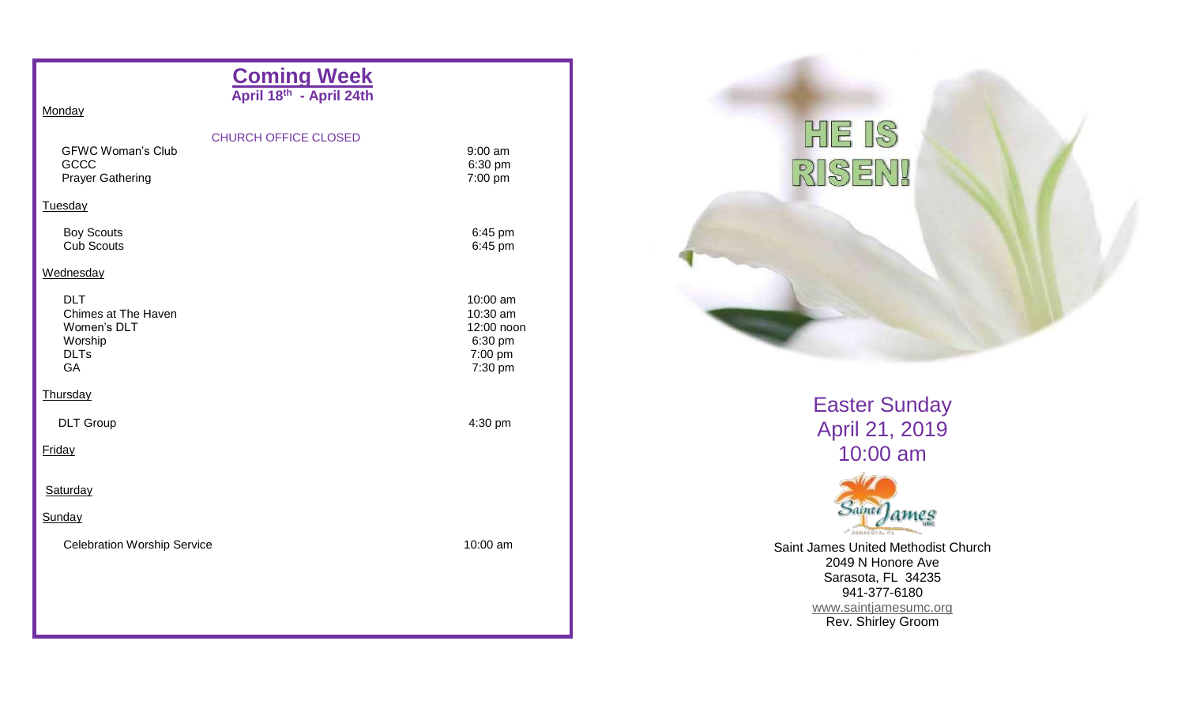## Coming Week

**April 18th - April 24th**

Monday

CHURCH OFFICE CLOSED

| | |
|---|---|
| GFWC Woman's Club | 9:00 am |
| GCCC | 6:30 pm |
| Prayer Gathering | 7:00 pm |

Tuesday

| | |
|---|---|
| Boy Scouts | 6:45 pm |
| Cub Scouts | 6:45 pm |

Wednesday

| | |
|---|---|
| DLT | 10:00 am |
| Chimes at The Haven | 10:30 am |
| Women's DLT | 12:00 noon |
| Worship | 6:30 pm |
| DLTs | 7:00 pm |
| GA | 7:30 pm |

Thursday

| | |
|---|---|
| DLT Group | 4:30 pm |

Friday

Saturday

Sunday

| | |
|---|---|
| Celebration Worship Service | 10:00 am |

# HE IS RISEN!

Easter Sunday
April 21, 2019
10:00 am

Saint James United Methodist Church
2049 N Honore Ave
Sarasota, FL 34235
941-377-6180
www.saintjamesumc.org
Rev. Shirley Groom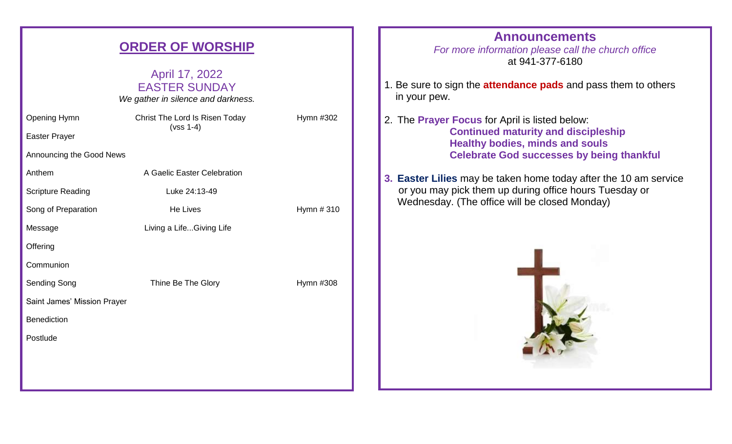## ORDER OF WORSHIP

April 17, 2022
EASTER SUNDAY
*We gather in silence and darkness.*

| | | |
|---|---|---|
| Opening Hymn | Christ The Lord Is Risen Today (vss 1-4) | Hymn #302 |
| Easter Prayer | | |
| Announcing the Good News | | |
| Anthem | A Gaelic Easter Celebration | |
| Scripture Reading | Luke 24:13-49 | |
| Song of Preparation | He Lives | Hymn # 310 |
| Message | Living a Life...Giving Life | |
| Offering | | |
| Communion | | |
| Sending Song | Thine Be The Glory | Hymn #308 |
| Saint James' Mission Prayer | | |
| Benediction | | |
| Postlude | | |

## Announcements

*For more information please call the church office*
at 941-377-6180

1. Be sure to sign the **attendance pads** and pass them to others in your pew.
2. The **Prayer Focus** for April is listed below:
   **Continued maturity and discipleship**
   **Healthy bodies, minds and souls**
   **Celebrate God successes by being thankful**
3. **Easter Lilies** may be taken home today after the 10 am service or you may pick them up during office hours Tuesday or Wednesday. (The office will be closed Monday)